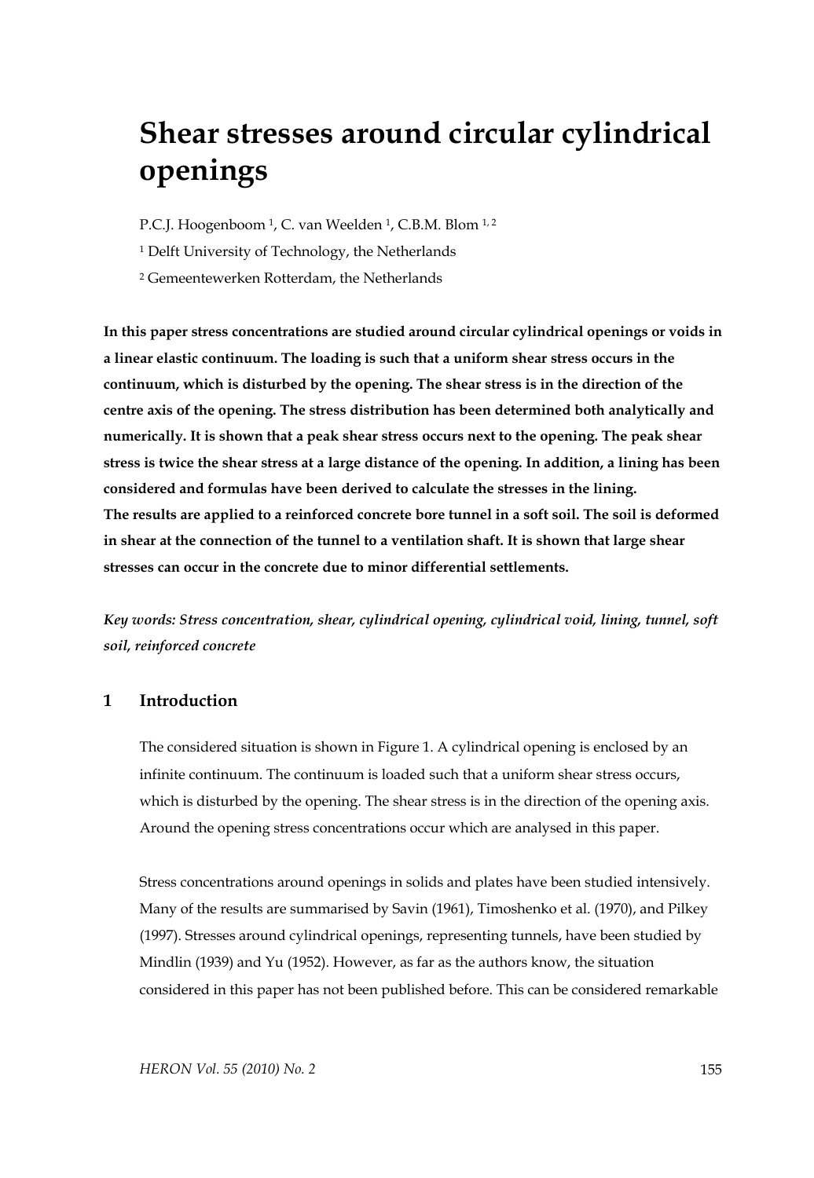# Shear stresses around circular cylindrical openings

P.C.J. Hoogenboom [1], C. van Weelden [1], C.B.M. Blom [1, 2]

[1] Delft University of Technology, the Netherlands

[2] Gemeentewerken Rotterdam, the Netherlands

**In this paper stress concentrations are studied around circular cylindrical openings or voids in a linear elastic continuum. The loading is such that a uniform shear stress occurs in the continuum, which is disturbed by the opening. The shear stress is in the direction of the centre axis of the opening. The stress distribution has been determined both analytically and numerically. It is shown that a peak shear stress occurs next to the opening. The peak shear stress is twice the shear stress at a large distance of the opening. In addition, a lining has been considered and formulas have been derived to calculate the stresses in the lining.**
**The results are applied to a reinforced concrete bore tunnel in a soft soil. The soil is deformed in shear at the connection of the tunnel to a ventilation shaft. It is shown that large shear stresses can occur in the concrete due to minor differential settlements.**

***Key words: Stress concentration, shear, cylindrical opening, cylindrical void, lining, tunnel, soft soil, reinforced concrete***

## 1 Introduction

The considered situation is shown in Figure 1. A cylindrical opening is enclosed by an infinite continuum. The continuum is loaded such that a uniform shear stress occurs, which is disturbed by the opening. The shear stress is in the direction of the opening axis. Around the opening stress concentrations occur which are analysed in this paper.

Stress concentrations around openings in solids and plates have been studied intensively. Many of the results are summarised by Savin (1961), Timoshenko et al. (1970), and Pilkey (1997). Stresses around cylindrical openings, representing tunnels, have been studied by Mindlin (1939) and Yu (1952). However, as far as the authors know, the situation considered in this paper has not been published before. This can be considered remarkable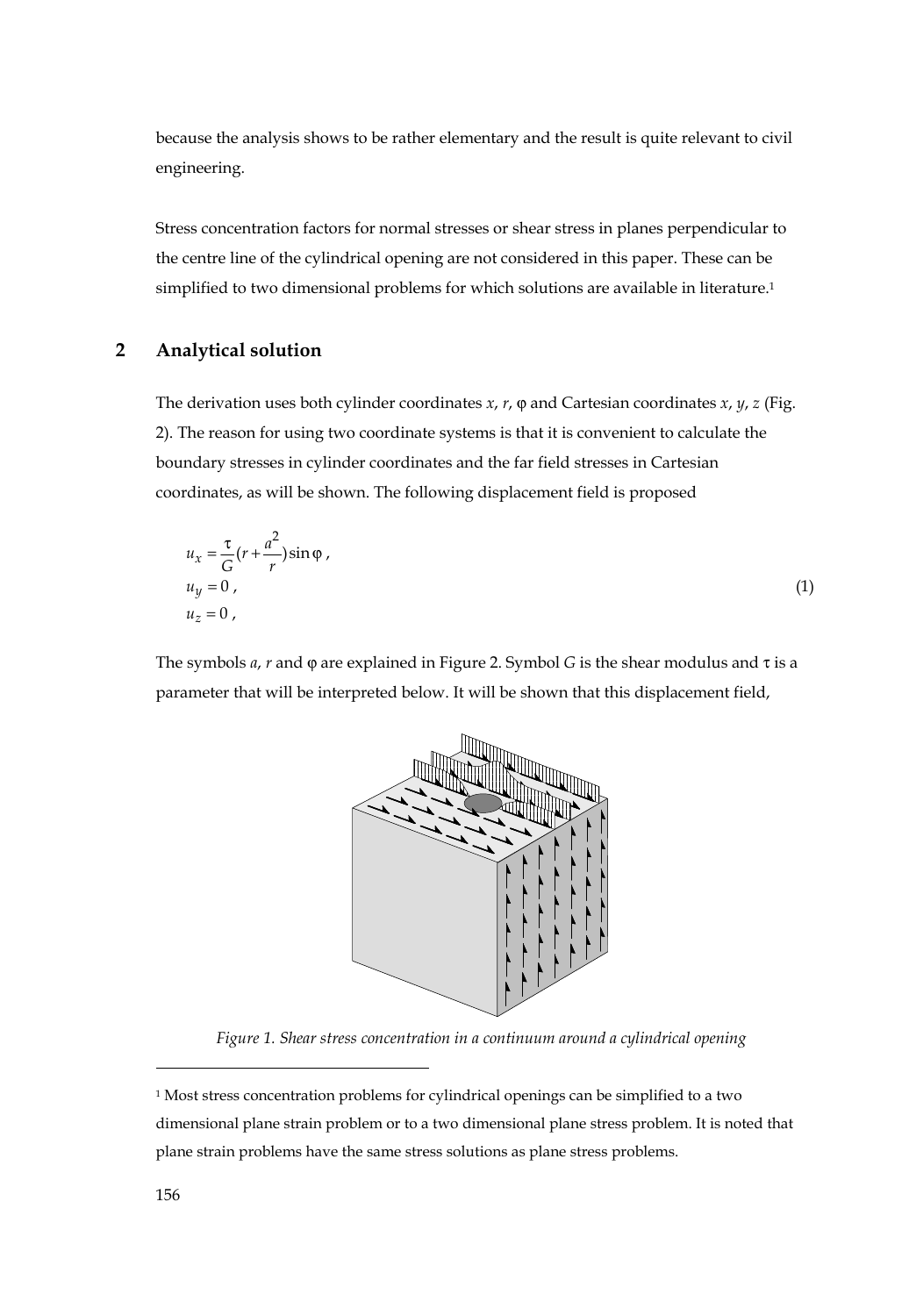because the analysis shows to be rather elementary and the result is quite relevant to civil engineering.

Stress concentration factors for normal stresses or shear stress in planes perpendicular to the centre line of the cylindrical opening are not considered in this paper. These can be simplified to two dimensional problems for which solutions are available in literature.[1]

## 2 Analytical solution

The derivation uses both cylinder coordinates $x$, $r$, $\varphi$ and Cartesian coordinates $x$, $y$, $z$ (Fig. 2). The reason for using two coordinate systems is that it is convenient to calculate the boundary stresses in cylinder coordinates and the far field stresses in Cartesian coordinates, as will be shown. The following displacement field is proposed

$$
\begin{aligned}
u_x &= \frac{\tau}{G}\left(r + \frac{a^2}{r}\right)\sin\varphi\,, \\
u_y &= 0\,, \\
u_z &= 0\,,
\end{aligned}
\tag{1}
$$

The symbols $a$, $r$ and $\varphi$ are explained in Figure 2. Symbol $G$ is the shear modulus and $\tau$ is a parameter that will be interpreted below. It will be shown that this displacement field,

*Figure 1. Shear stress concentration in a continuum around a cylindrical opening*

[1] Most stress concentration problems for cylindrical openings can be simplified to a two dimensional plane strain problem or to a two dimensional plane stress problem. It is noted that plane strain problems have the same stress solutions as plane stress problems.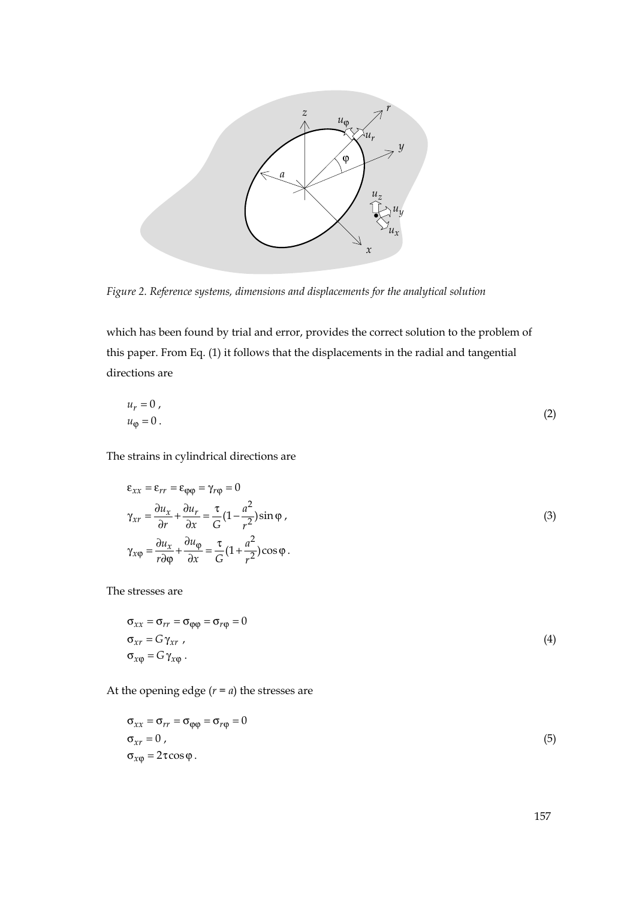*Figure 2. Reference systems, dimensions and displacements for the analytical solution*

which has been found by trial and error, provides the correct solution to the problem of this paper. From Eq. (1) it follows that the displacements in the radial and tangential directions are

$$
\begin{aligned}
u_r &= 0 \, , \\
u_\varphi &= 0 \, .
\end{aligned}
\tag{2}
$$

The strains in cylindrical directions are

$$
\begin{aligned}
&\varepsilon_{xx} = \varepsilon_{rr} = \varepsilon_{\varphi\varphi} = \gamma_{r\varphi} = 0 \\
&\gamma_{xr} = \frac{\partial u_x}{\partial r} + \frac{\partial u_r}{\partial x} = \frac{\tau}{G}\left(1 - \frac{a^2}{r^2}\right)\sin\varphi \, , \\
&\gamma_{x\varphi} = \frac{\partial u_x}{r\partial\varphi} + \frac{\partial u_\varphi}{\partial x} = \frac{\tau}{G}\left(1 + \frac{a^2}{r^2}\right)\cos\varphi \, .
\end{aligned}
\tag{3}
$$

The stresses are

$$
\begin{aligned}
&\sigma_{xx} = \sigma_{rr} = \sigma_{\varphi\varphi} = \sigma_{r\varphi} = 0 \\
&\sigma_{xr} = G\,\gamma_{xr} \, , \\
&\sigma_{x\varphi} = G\,\gamma_{x\varphi} \, .
\end{aligned}
\tag{4}
$$

At the opening edge ($r = a$) the stresses are

$$
\begin{aligned}
&\sigma_{xx} = \sigma_{rr} = \sigma_{\varphi\varphi} = \sigma_{r\varphi} = 0 \\
&\sigma_{xr} = 0 \, , \\
&\sigma_{x\varphi} = 2\tau\cos\varphi \, .
\end{aligned}
\tag{5}
$$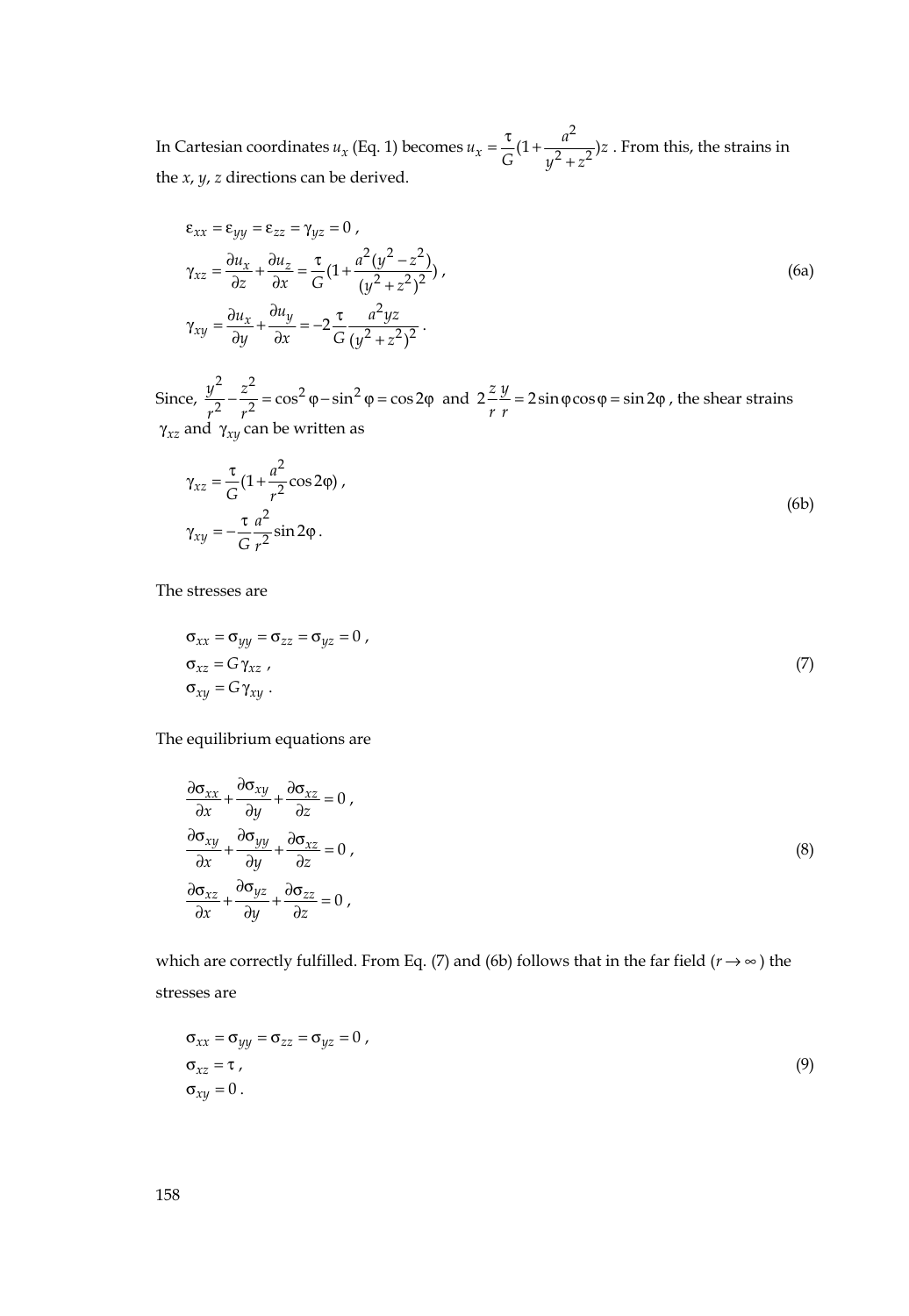In Cartesian coordinates $u_x$ (Eq. 1) becomes $u_x = \frac{\tau}{G}(1 + \frac{a^2}{y^2 + z^2})z$ . From this, the strains in the *x*, *y*, *z* directions can be derived.

$$
\begin{aligned}
&\varepsilon_{xx} = \varepsilon_{yy} = \varepsilon_{zz} = \gamma_{yz} = 0 \ , \\
&\gamma_{xz} = \frac{\partial u_x}{\partial z} + \frac{\partial u_z}{\partial x} = \frac{\tau}{G}(1 + \frac{a^2(y^2 - z^2)}{(y^2 + z^2)^2}) \ , \\
&\gamma_{xy} = \frac{\partial u_x}{\partial y} + \frac{\partial u_y}{\partial x} = -2\frac{\tau}{G}\frac{a^2 yz}{(y^2 + z^2)^2} \ .
\end{aligned}
\tag{6a}
$$

Since, $\frac{y^2}{r^2} - \frac{z^2}{r^2} = \cos^2\varphi - \sin^2\varphi = \cos 2\varphi$ and $2\frac{z}{r}\frac{y}{r} = 2\sin\varphi\cos\varphi = \sin 2\varphi$ , the shear strains $\gamma_{xz}$ and $\gamma_{xy}$ can be written as

$$
\begin{aligned}
&\gamma_{xz} = \frac{\tau}{G}(1 + \frac{a^2}{r^2}\cos 2\varphi) \ , \\
&\gamma_{xy} = -\frac{\tau}{G}\frac{a^2}{r^2}\sin 2\varphi \ .
\end{aligned}
\tag{6b}
$$

The stresses are

$$
\begin{aligned}
&\sigma_{xx} = \sigma_{yy} = \sigma_{zz} = \sigma_{yz} = 0 \ , \\
&\sigma_{xz} = G\gamma_{xz} \ , \\
&\sigma_{xy} = G\gamma_{xy} \ .
\end{aligned}
\tag{7}
$$

The equilibrium equations are

$$
\begin{aligned}
&\frac{\partial \sigma_{xx}}{\partial x} + \frac{\partial \sigma_{xy}}{\partial y} + \frac{\partial \sigma_{xz}}{\partial z} = 0 \ , \\
&\frac{\partial \sigma_{xy}}{\partial x} + \frac{\partial \sigma_{yy}}{\partial y} + \frac{\partial \sigma_{xz}}{\partial z} = 0 \ , \\
&\frac{\partial \sigma_{xz}}{\partial x} + \frac{\partial \sigma_{yz}}{\partial y} + \frac{\partial \sigma_{zz}}{\partial z} = 0 \ ,
\end{aligned}
\tag{8}
$$

which are correctly fulfilled. From Eq. (7) and (6b) follows that in the far field ($r \to \infty$) the stresses are

$$
\begin{aligned}
&\sigma_{xx} = \sigma_{yy} = \sigma_{zz} = \sigma_{yz} = 0 \ , \\
&\sigma_{xz} = \tau \ , \\
&\sigma_{xy} = 0 \ .
\end{aligned}
\tag{9}
$$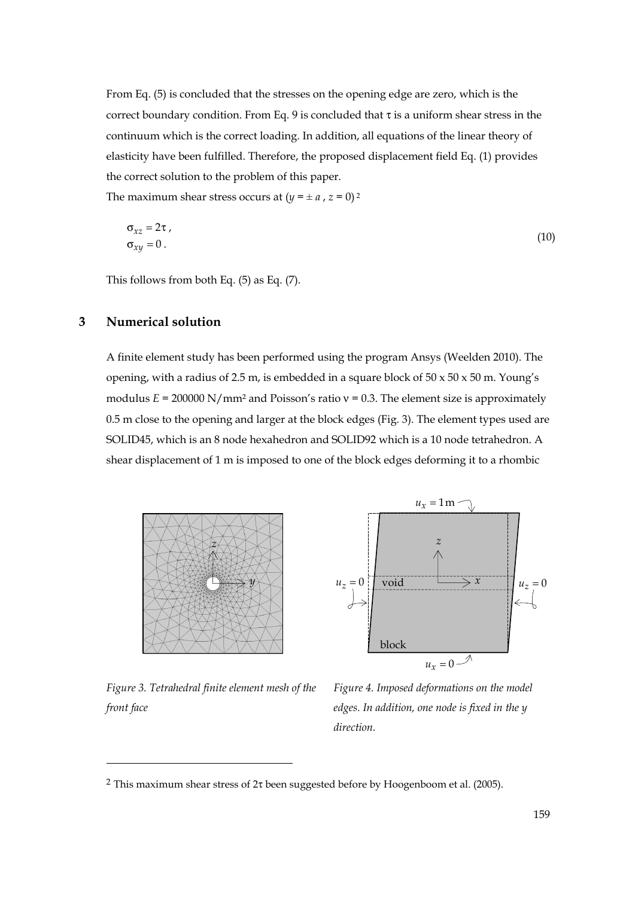From Eq. (5) is concluded that the stresses on the opening edge are zero, which is the correct boundary condition. From Eq. 9 is concluded that $\tau$ is a uniform shear stress in the continuum which is the correct loading. In addition, all equations of the linear theory of elasticity have been fulfilled. Therefore, the proposed displacement field Eq. (1) provides the correct solution to the problem of this paper.

The maximum shear stress occurs at ($y = \pm a$ , $z = 0$)[2]

$$\sigma_{xz} = 2\tau \, , \qquad \sigma_{xy} = 0 \, . \tag{10}$$

This follows from both Eq. (5) as Eq. (7).

## 3 Numerical solution

A finite element study has been performed using the program Ansys (Weelden 2010). The opening, with a radius of 2.5 m, is embedded in a square block of 50 x 50 x 50 m. Young's modulus $E$ = 200000 N/mm² and Poisson's ratio $\nu$ = 0.3. The element size is approximately 0.5 m close to the opening and larger at the block edges (Fig. 3). The element types used are SOLID45, which is an 8 node hexahedron and SOLID92 which is a 10 node tetrahedron. A shear displacement of 1 m is imposed to one of the block edges deforming it to a rhombic

*Figure 3. Tetrahedral finite element mesh of the front face*

*Figure 4. Imposed deformations on the model edges. In addition, one node is fixed in the y direction.*

[2] This maximum shear stress of $2\tau$ been suggested before by Hoogenboom et al. (2005).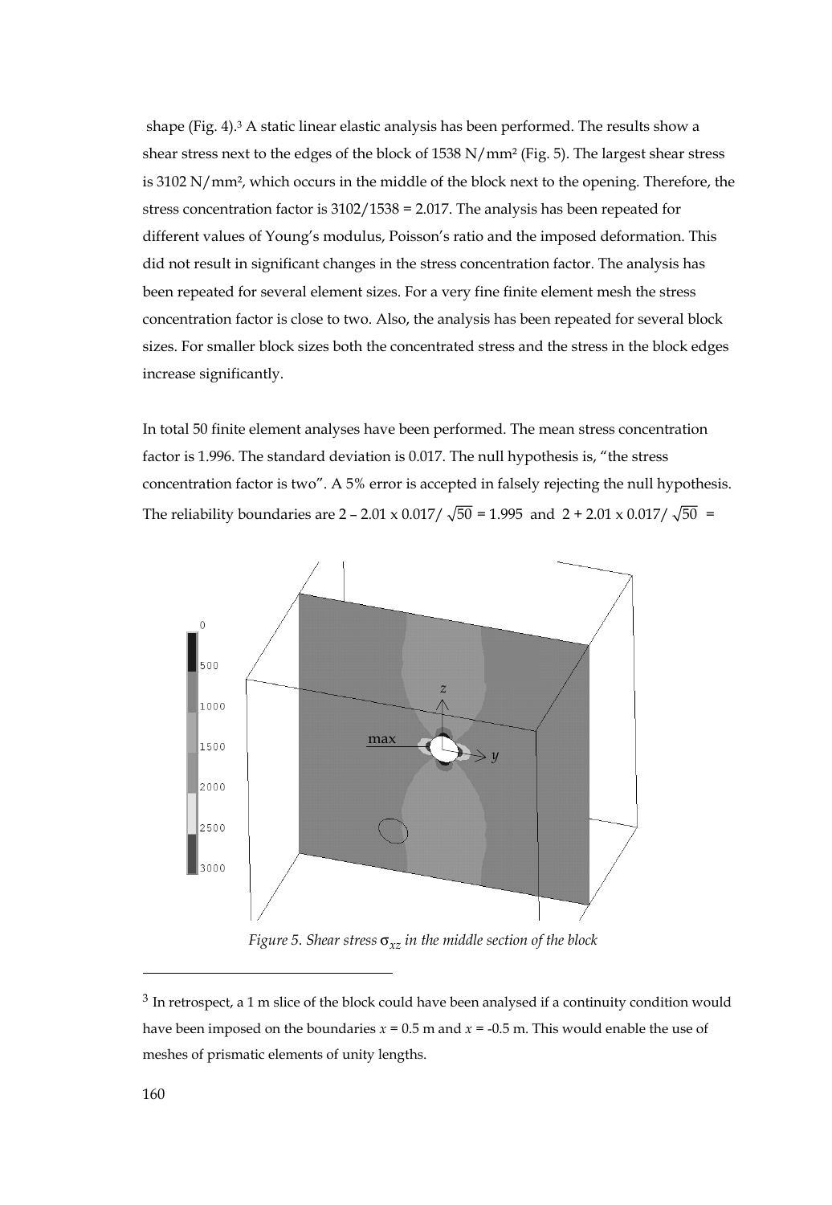shape (Fig. 4).[3] A static linear elastic analysis has been performed. The results show a shear stress next to the edges of the block of 1538 N/mm² (Fig. 5). The largest shear stress is 3102 N/mm², which occurs in the middle of the block next to the opening. Therefore, the stress concentration factor is 3102/1538 = 2.017. The analysis has been repeated for different values of Young's modulus, Poisson's ratio and the imposed deformation. This did not result in significant changes in the stress concentration factor. The analysis has been repeated for several element sizes. For a very fine finite element mesh the stress concentration factor is close to two. Also, the analysis has been repeated for several block sizes. For smaller block sizes both the concentrated stress and the stress in the block edges increase significantly.

In total 50 finite element analyses have been performed. The mean stress concentration factor is 1.996. The standard deviation is 0.017. The null hypothesis is, "the stress concentration factor is two". A 5% error is accepted in falsely rejecting the null hypothesis. The reliability boundaries are $2 - 2.01 \times 0.017/\sqrt{50} = 1.995$ and $2 + 2.01 \times 0.017/\sqrt{50}$ =

*Figure 5. Shear stress $\sigma_{xz}$ in the middle section of the block*

[3] In retrospect, a 1 m slice of the block could have been analysed if a continuity condition would have been imposed on the boundaries $x = 0.5$ m and $x = -0.5$ m. This would enable the use of meshes of prismatic elements of unity lengths.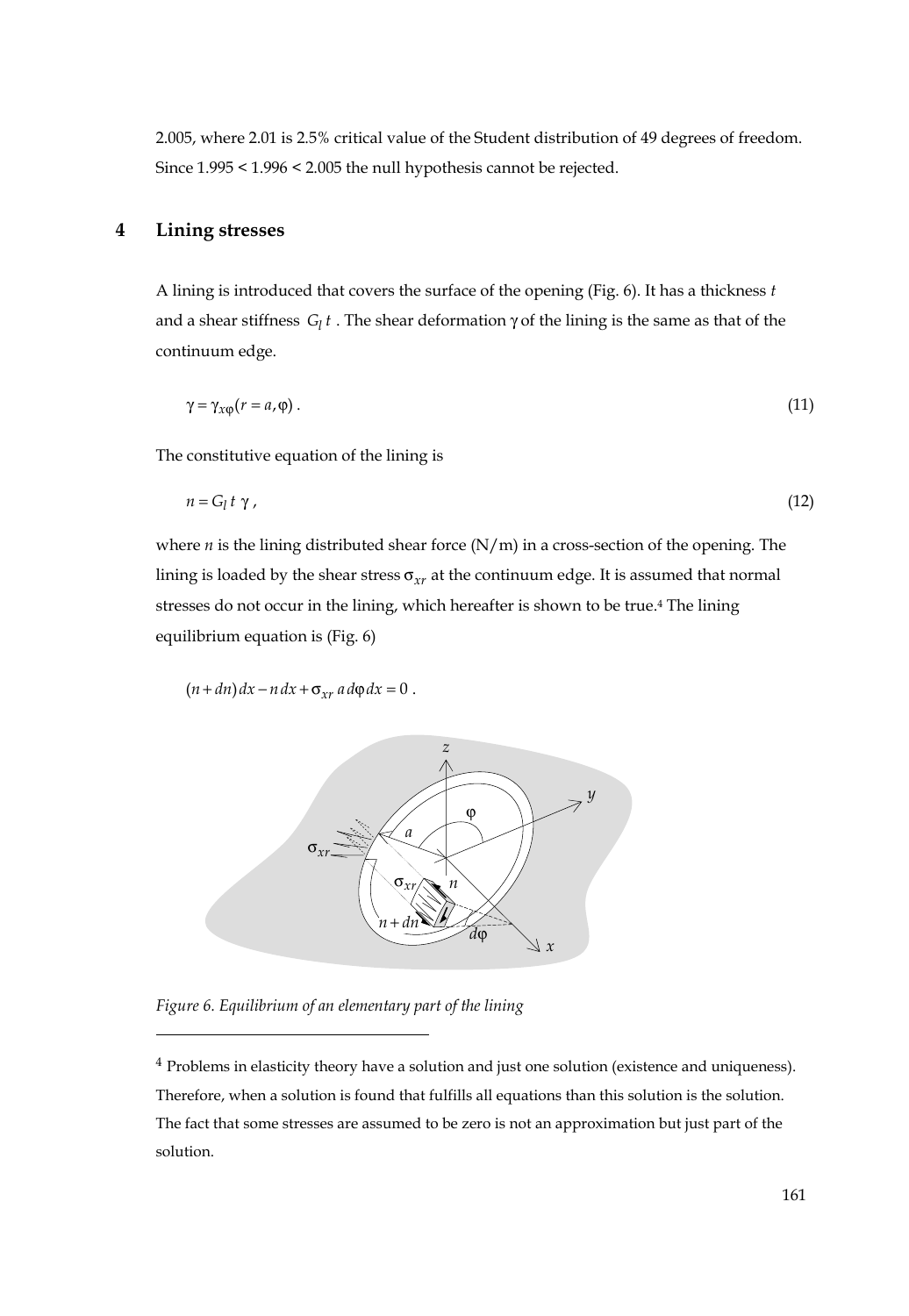2.005, where 2.01 is 2.5% critical value of the Student distribution of 49 degrees of freedom. Since 1.995 < 1.996 < 2.005 the null hypothesis cannot be rejected.

## 4 Lining stresses

A lining is introduced that covers the surface of the opening (Fig. 6). It has a thickness $t$ and a shear stiffness $G_l\, t$ . The shear deformation $\gamma$ of the lining is the same as that of the continuum edge.

$$\gamma = \gamma_{x\varphi}(r = a, \varphi) \,. \tag{11}$$

The constitutive equation of the lining is

$$n = G_l\, t\ \gamma \,, \tag{12}$$

where $n$ is the lining distributed shear force (N/m) in a cross-section of the opening. The lining is loaded by the shear stress $\sigma_{xr}$ at the continuum edge. It is assumed that normal stresses do not occur in the lining, which hereafter is shown to be true.[4] The lining equilibrium equation is (Fig. 6)

$$(n + dn)\, dx - n\, dx + \sigma_{xr}\, a\, d\varphi\, dx = 0 \,.$$

*Figure 6. Equilibrium of an elementary part of the lining*

[4] Problems in elasticity theory have a solution and just one solution (existence and uniqueness). Therefore, when a solution is found that fulfills all equations than this solution is the solution. The fact that some stresses are assumed to be zero is not an approximation but just part of the solution.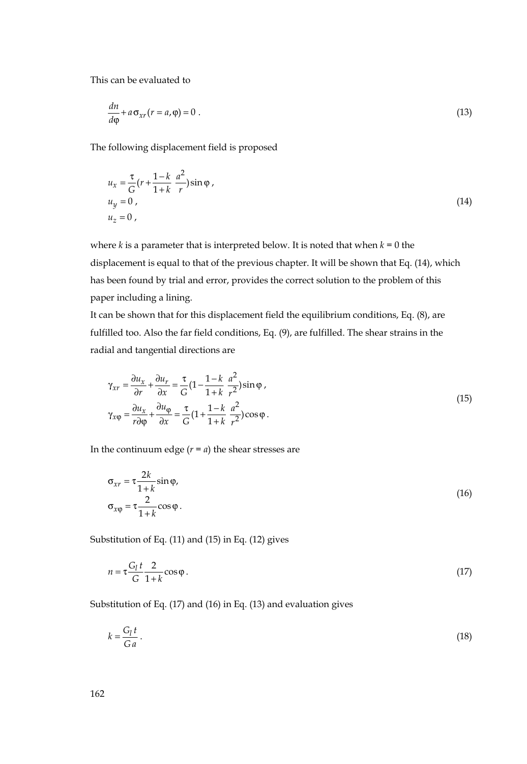This can be evaluated to

$$\frac{dn}{d\varphi} + a\,\sigma_{xr}(r = a, \varphi) = 0 \ . \tag{13}$$

The following displacement field is proposed

$$\begin{aligned}
u_x &= \frac{\tau}{G}\left(r + \frac{1-k}{1+k}\,\frac{a^2}{r}\right)\sin\varphi \ , \\
u_y &= 0 \ , \\
u_z &= 0 \ ,
\end{aligned} \tag{14}$$

where $k$ is a parameter that is interpreted below. It is noted that when $k = 0$ the displacement is equal to that of the previous chapter. It will be shown that Eq. (14), which has been found by trial and error, provides the correct solution to the problem of this paper including a lining.

It can be shown that for this displacement field the equilibrium conditions, Eq. (8), are fulfilled too. Also the far field conditions, Eq. (9), are fulfilled. The shear strains in the radial and tangential directions are

$$\begin{aligned}
\gamma_{xr} &= \frac{\partial u_x}{\partial r} + \frac{\partial u_r}{\partial x} = \frac{\tau}{G}\left(1 - \frac{1-k}{1+k}\,\frac{a^2}{r^2}\right)\sin\varphi \ , \\
\gamma_{x\varphi} &= \frac{\partial u_x}{r\partial\varphi} + \frac{\partial u_\varphi}{\partial x} = \frac{\tau}{G}\left(1 + \frac{1-k}{1+k}\,\frac{a^2}{r^2}\right)\cos\varphi \ .
\end{aligned} \tag{15}$$

In the continuum edge ($r = a$) the shear stresses are

$$\begin{aligned}
\sigma_{xr} &= \tau\frac{2k}{1+k}\sin\varphi, \\
\sigma_{x\varphi} &= \tau\frac{2}{1+k}\cos\varphi \ .
\end{aligned} \tag{16}$$

Substitution of Eq. (11) and (15) in Eq. (12) gives

$$n = \tau\frac{G_l\,t}{G}\,\frac{2}{1+k}\cos\varphi \ . \tag{17}$$

Substitution of Eq. (17) and (16) in Eq. (13) and evaluation gives

$$k = \frac{G_l\,t}{G\,a} \ . \tag{18}$$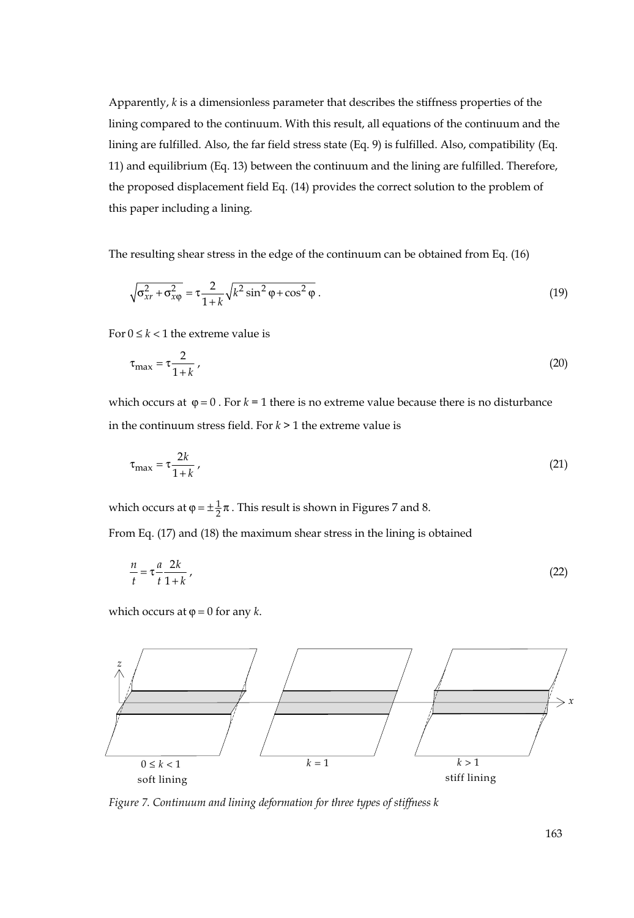Apparently, $k$ is a dimensionless parameter that describes the stiffness properties of the lining compared to the continuum. With this result, all equations of the continuum and the lining are fulfilled. Also, the far field stress state (Eq. 9) is fulfilled. Also, compatibility (Eq. 11) and equilibrium (Eq. 13) between the continuum and the lining are fulfilled. Therefore, the proposed displacement field Eq. (14) provides the correct solution to the problem of this paper including a lining.

The resulting shear stress in the edge of the continuum can be obtained from Eq. (16)

$$\sqrt{\sigma_{xr}^2 + \sigma_{x\varphi}^2} = \tau \frac{2}{1+k} \sqrt{k^2 \sin^2 \varphi + \cos^2 \varphi} \,. \tag{19}$$

For $0 \le k < 1$ the extreme value is

$$\tau_{\max} = \tau \frac{2}{1+k} \,, \tag{20}$$

which occurs at $\varphi = 0$. For $k = 1$ there is no extreme value because there is no disturbance in the continuum stress field. For $k > 1$ the extreme value is

$$\tau_{\max} = \tau \frac{2k}{1+k} \,, \tag{21}$$

which occurs at $\varphi = \pm \frac{1}{2} \pi$. This result is shown in Figures 7 and 8.

From Eq. (17) and (18) the maximum shear stress in the lining is obtained

$$\frac{n}{t} = \tau \frac{a}{t} \frac{2k}{1+k} \,, \tag{22}$$

which occurs at $\varphi = 0$ for any $k$.

*Figure 7. Continuum and lining deformation for three types of stiffness k*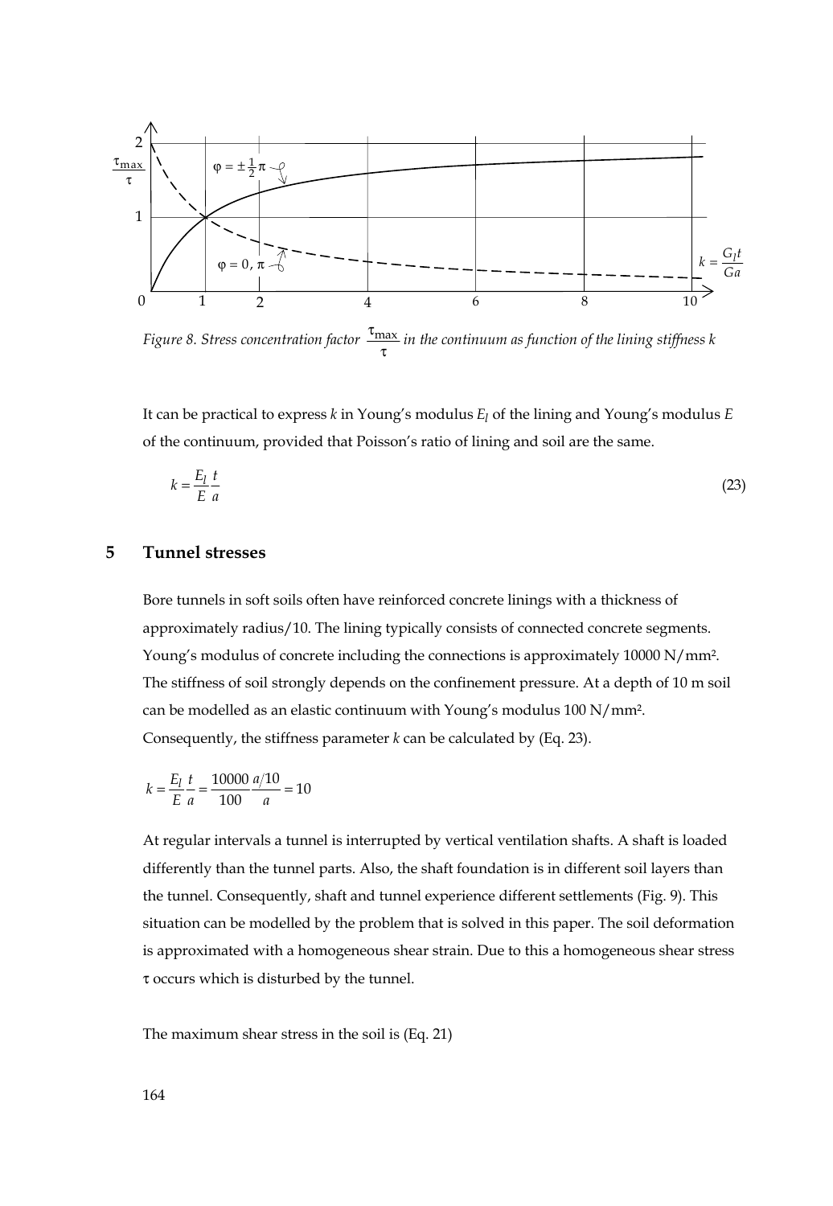Figure 8. Stress concentration factor $\frac{\tau_{max}}{\tau}$ in the continuum as function of the lining stiffness $k$

It can be practical to express $k$ in Young's modulus $E_l$ of the lining and Young's modulus $E$ of the continuum, provided that Poisson's ratio of lining and soil are the same.

$$k = \frac{E_l}{E} \frac{t}{a} \tag{23}$$

## 5 Tunnel stresses

Bore tunnels in soft soils often have reinforced concrete linings with a thickness of approximately radius/10. The lining typically consists of connected concrete segments. Young's modulus of concrete including the connections is approximately 10000 N/mm². The stiffness of soil strongly depends on the confinement pressure. At a depth of 10 m soil can be modelled as an elastic continuum with Young's modulus 100 N/mm². Consequently, the stiffness parameter $k$ can be calculated by (Eq. 23).

$$k = \frac{E_l}{E} \frac{t}{a} = \frac{10000}{100} \frac{a/10}{a} = 10$$

At regular intervals a tunnel is interrupted by vertical ventilation shafts. A shaft is loaded differently than the tunnel parts. Also, the shaft foundation is in different soil layers than the tunnel. Consequently, shaft and tunnel experience different settlements (Fig. 9). This situation can be modelled by the problem that is solved in this paper. The soil deformation is approximated with a homogeneous shear strain. Due to this a homogeneous shear stress $\tau$ occurs which is disturbed by the tunnel.

The maximum shear stress in the soil is (Eq. 21)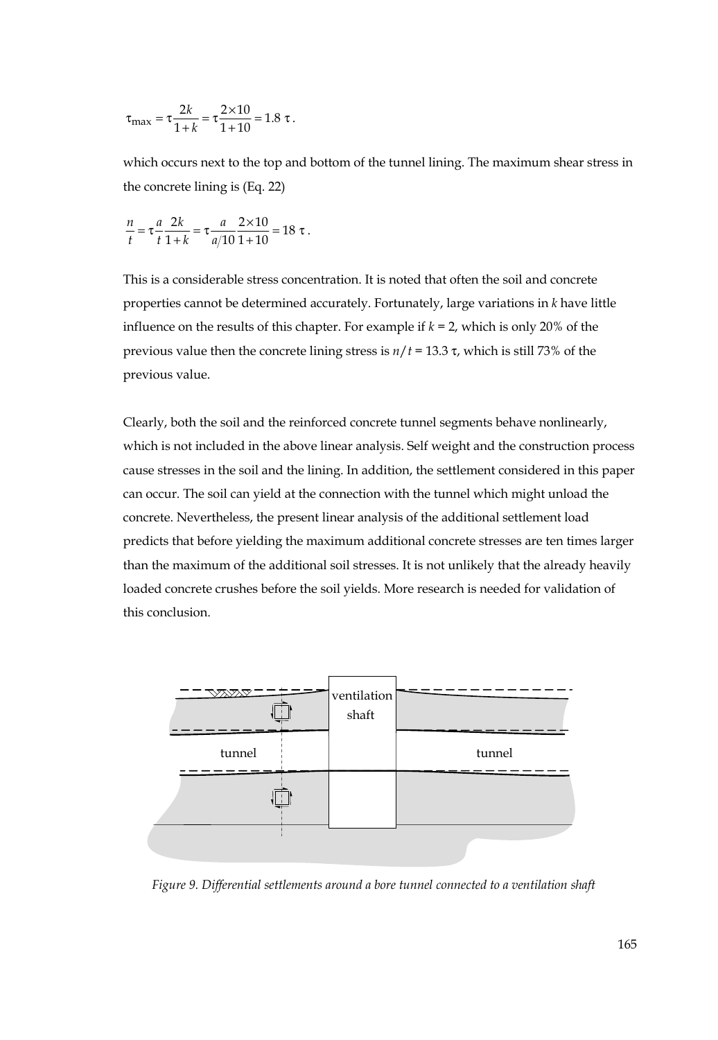$$\tau_{\max} = \tau \frac{2k}{1+k} = \tau \frac{2 \times 10}{1+10} = 1.8 \ \tau \,.$$

which occurs next to the top and bottom of the tunnel lining. The maximum shear stress in the concrete lining is (Eq. 22)

$$\frac{n}{t} = \tau \frac{a}{t} \frac{2k}{1+k} = \tau \frac{a}{a/10} \frac{2 \times 10}{1+10} = 18 \ \tau \,.$$

This is a considerable stress concentration. It is noted that often the soil and concrete properties cannot be determined accurately. Fortunately, large variations in $k$ have little influence on the results of this chapter. For example if $k = 2$, which is only 20% of the previous value then the concrete lining stress is $n/t = 13.3\ \tau$, which is still 73% of the previous value.

Clearly, both the soil and the reinforced concrete tunnel segments behave nonlinearly, which is not included in the above linear analysis. Self weight and the construction process cause stresses in the soil and the lining. In addition, the settlement considered in this paper can occur. The soil can yield at the connection with the tunnel which might unload the concrete. Nevertheless, the present linear analysis of the additional settlement load predicts that before yielding the maximum additional concrete stresses are ten times larger than the maximum of the additional soil stresses. It is not unlikely that the already heavily loaded concrete crushes before the soil yields. More research is needed for validation of this conclusion.

*Figure 9. Differential settlements around a bore tunnel connected to a ventilation shaft*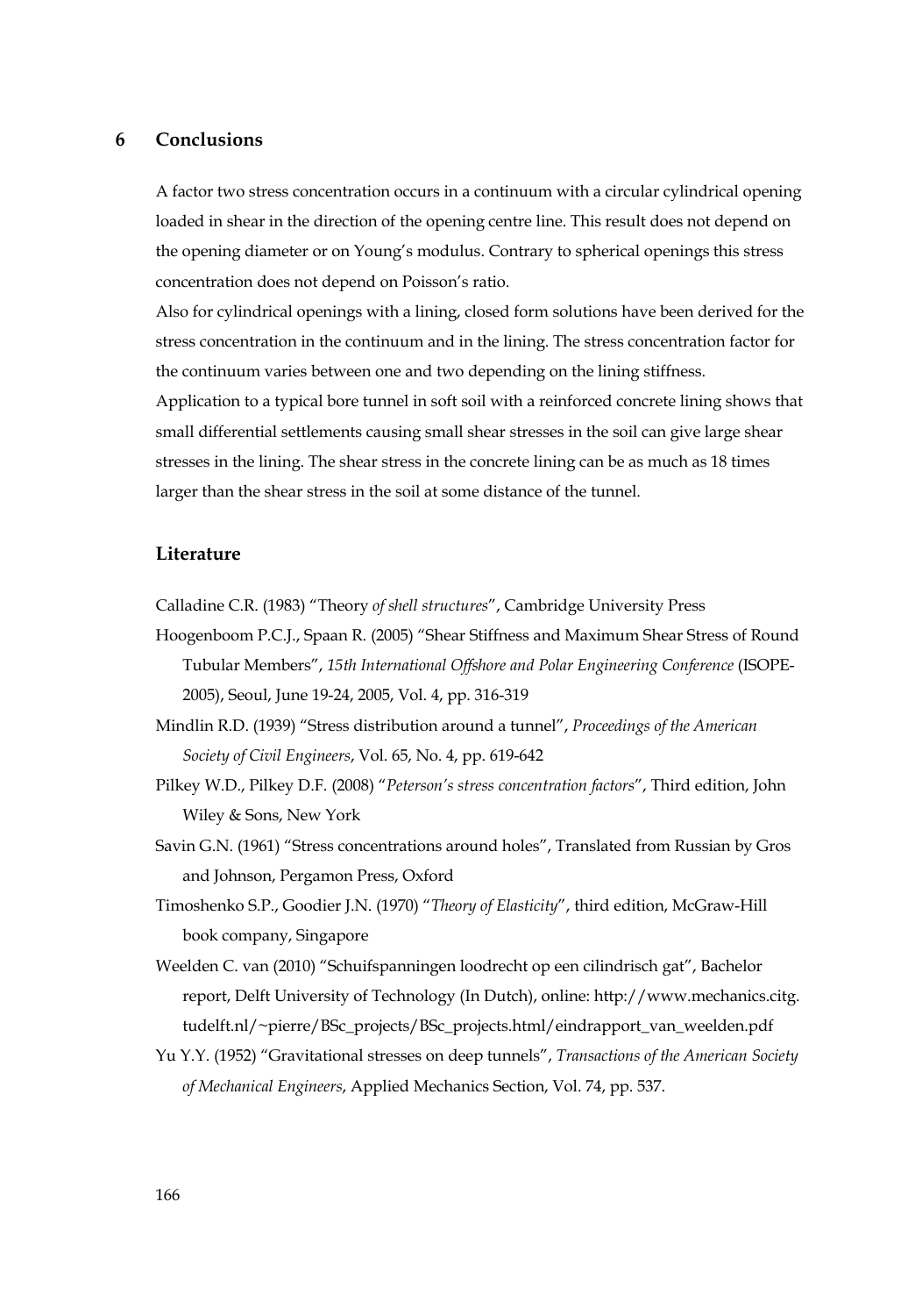## 6 Conclusions

A factor two stress concentration occurs in a continuum with a circular cylindrical opening loaded in shear in the direction of the opening centre line. This result does not depend on the opening diameter or on Young's modulus. Contrary to spherical openings this stress concentration does not depend on Poisson's ratio.
Also for cylindrical openings with a lining, closed form solutions have been derived for the stress concentration in the continuum and in the lining. The stress concentration factor for the continuum varies between one and two depending on the lining stiffness.
Application to a typical bore tunnel in soft soil with a reinforced concrete lining shows that small differential settlements causing small shear stresses in the soil can give large shear stresses in the lining. The shear stress in the concrete lining can be as much as 18 times larger than the shear stress in the soil at some distance of the tunnel.

## Literature

Calladine C.R. (1983) "Theory *of shell structures*", Cambridge University Press

Hoogenboom P.C.J., Spaan R. (2005) "Shear Stiffness and Maximum Shear Stress of Round Tubular Members", *15th International Offshore and Polar Engineering Conference* (ISOPE-2005), Seoul, June 19-24, 2005, Vol. 4, pp. 316-319

Mindlin R.D. (1939) "Stress distribution around a tunnel", *Proceedings of the American Society of Civil Engineers*, Vol. 65, No. 4, pp. 619-642

Pilkey W.D., Pilkey D.F. (2008) "*Peterson's stress concentration factors*", Third edition, John Wiley & Sons, New York

Savin G.N. (1961) "Stress concentrations around holes", Translated from Russian by Gros and Johnson, Pergamon Press, Oxford

Timoshenko S.P., Goodier J.N. (1970) "*Theory of Elasticity*", third edition, McGraw-Hill book company, Singapore

Weelden C. van (2010) "Schuifspanningen loodrecht op een cilindrisch gat", Bachelor report, Delft University of Technology (In Dutch), online: http://www.mechanics.citg.tudelft.nl/~pierre/BSc_projects/BSc_projects.html/eindrapport_van_weelden.pdf

Yu Y.Y. (1952) "Gravitational stresses on deep tunnels", *Transactions of the American Society of Mechanical Engineers*, Applied Mechanics Section, Vol. 74, pp. 537.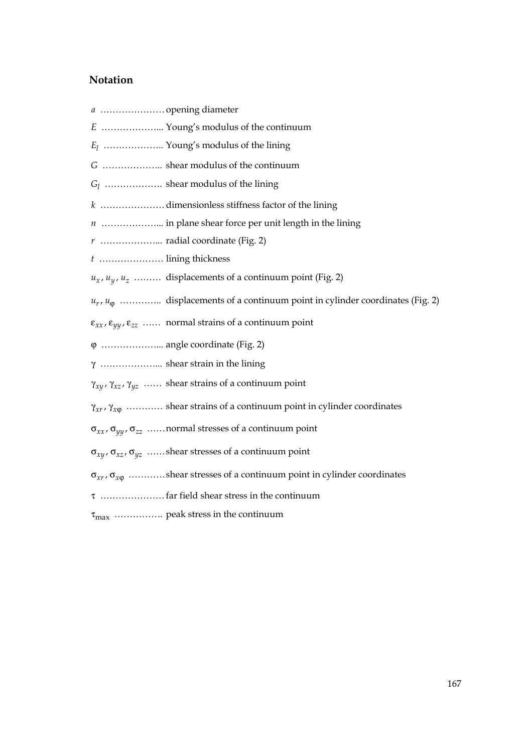## Notation

$a$ ………………… opening diameter

$E$ ………………... Young's modulus of the continuum

$E_l$ ……………….. Young's modulus of the lining

$G$ ……………….. shear modulus of the continuum

$G_l$ ………………. shear modulus of the lining

$k$ ………………… dimensionless stiffness factor of the lining

$n$ ………………... in plane shear force per unit length in the lining

$r$ ………………... radial coordinate (Fig. 2)

$t$ ………………… lining thickness

$u_x, u_y, u_z$ ……… displacements of a continuum point (Fig. 2)

$u_r, u_\varphi$ ………….. displacements of a continuum point in cylinder coordinates (Fig. 2)

$\varepsilon_{xx}, \varepsilon_{yy}, \varepsilon_{zz}$ …… normal strains of a continuum point

$\varphi$ ………………... angle coordinate (Fig. 2)

$\gamma$ ………………... shear strain in the lining

$\gamma_{xy}, \gamma_{xz}, \gamma_{yz}$ …… shear strains of a continuum point

$\gamma_{xr}, \gamma_{x\varphi}$ ………… shear strains of a continuum point in cylinder coordinates

$\sigma_{xx}, \sigma_{yy}, \sigma_{zz}$ ……normal stresses of a continuum point

$\sigma_{xy}, \sigma_{xz}, \sigma_{yz}$ ……shear stresses of a continuum point

$\sigma_{xr}, \sigma_{x\varphi}$ …………shear stresses of a continuum point in cylinder coordinates

$\tau$ …………………far field shear stress in the continuum

$\tau_{\max}$ ……………. peak stress in the continuum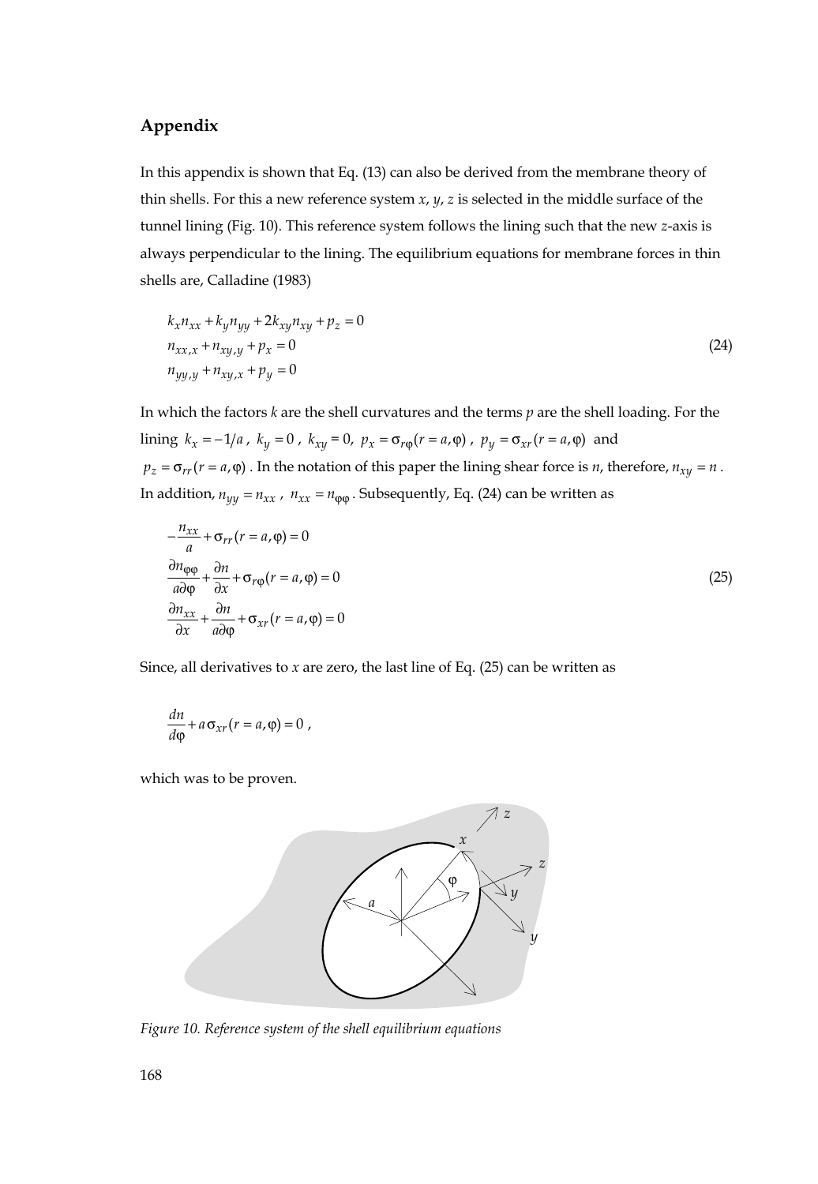## Appendix

In this appendix is shown that Eq. (13) can also be derived from the membrane theory of thin shells. For this a new reference system *x*, *y*, *z* is selected in the middle surface of the tunnel lining (Fig. 10). This reference system follows the lining such that the new *z*-axis is always perpendicular to the lining. The equilibrium equations for membrane forces in thin shells are, Calladine (1983)

$$
\begin{aligned}
& k_x n_{xx} + k_y n_{yy} + 2k_{xy} n_{xy} + p_z = 0 \\
& n_{xx,x} + n_{xy,y} + p_x = 0 \\
& n_{yy,y} + n_{xy,x} + p_y = 0
\end{aligned}
\tag{24}
$$

In which the factors *k* are the shell curvatures and the terms *p* are the shell loading. For the lining $k_x = -1/a$, $k_y = 0$, $k_{xy} = 0$, $p_x = \sigma_{r\varphi}(r = a, \varphi)$, $p_y = \sigma_{xr}(r = a, \varphi)$ and $p_z = \sigma_{rr}(r = a, \varphi)$. In the notation of this paper the lining shear force is *n*, therefore, $n_{xy} = n$. In addition, $n_{yy} = n_{xx}$, $n_{xx} = n_{\varphi\varphi}$. Subsequently, Eq. (24) can be written as

$$
\begin{aligned}
& -\frac{n_{xx}}{a} + \sigma_{rr}(r = a, \varphi) = 0 \\
& \frac{\partial n_{\varphi\varphi}}{a\partial\varphi} + \frac{\partial n}{\partial x} + \sigma_{r\varphi}(r = a, \varphi) = 0 \\
& \frac{\partial n_{xx}}{\partial x} + \frac{\partial n}{a\partial\varphi} + \sigma_{xr}(r = a, \varphi) = 0
\end{aligned}
\tag{25}
$$

Since, all derivatives to *x* are zero, the last line of Eq. (25) can be written as

$$
\frac{dn}{d\varphi} + a\,\sigma_{xr}(r = a, \varphi) = 0 \; ,
$$

which was to be proven.

*Figure 10. Reference system of the shell equilibrium equations*